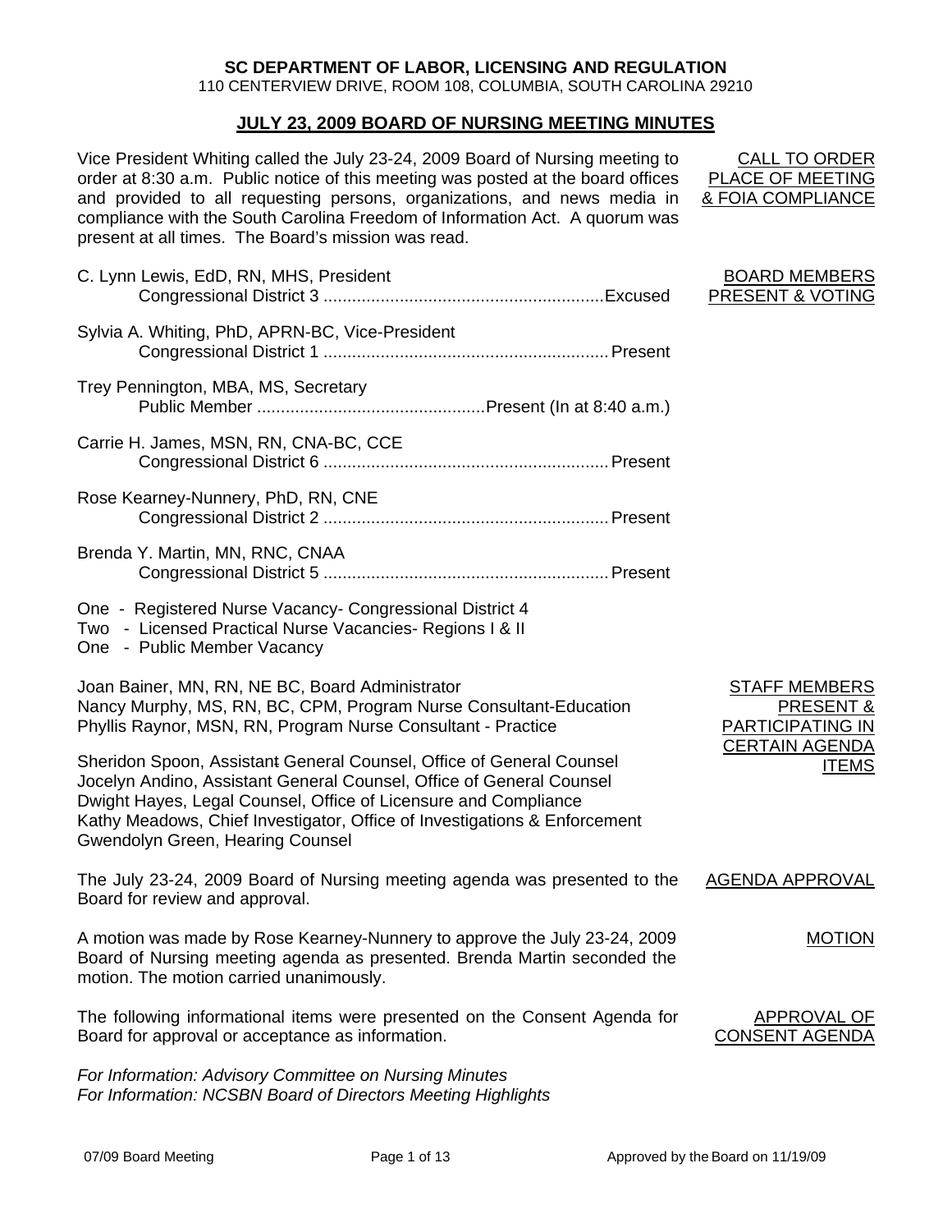**SC DEPARTMENT OF LABOR, LICENSING AND REGULATION**
110 CENTERVIEW DRIVE, ROOM 108, COLUMBIA, SOUTH CAROLINA 29210

## JULY 23, 2009 BOARD OF NURSING MEETING MINUTES

**CALL TO ORDER PLACE OF MEETING & FOIA COMPLIANCE**

Vice President Whiting called the July 23-24, 2009 Board of Nursing meeting to order at 8:30 a.m. Public notice of this meeting was posted at the board offices and provided to all requesting persons, organizations, and news media in compliance with the South Carolina Freedom of Information Act. A quorum was present at all times. The Board's mission was read.

**BOARD MEMBERS PRESENT & VOTING**

C. Lynn Lewis, EdD, RN, MHS, President
Congressional District 3 .......................................................... Excused

Sylvia A. Whiting, PhD, APRN-BC, Vice-President
Congressional District 1 .......................................................... Present

Trey Pennington, MBA, MS, Secretary
Public Member ............................................... Present (In at 8:40 a.m.)

Carrie H. James, MSN, RN, CNA-BC, CCE
Congressional District 6 .......................................................... Present

Rose Kearney-Nunnery, PhD, RN, CNE
Congressional District 2 .......................................................... Present

Brenda Y. Martin, MN, RNC, CNAA
Congressional District 5 .......................................................... Present

One - Registered Nurse Vacancy- Congressional District 4
Two - Licensed Practical Nurse Vacancies- Regions I & II
One - Public Member Vacancy

**STAFF MEMBERS PRESENT & PARTICIPATING IN CERTAIN AGENDA ITEMS**

Joan Bainer, MN, RN, NE BC, Board Administrator
Nancy Murphy, MS, RN, BC, CPM, Program Nurse Consultant-Education
Phyllis Raynor, MSN, RN, Program Nurse Consultant - Practice

Sheridon Spoon, Assistant General Counsel, Office of General Counsel
Jocelyn Andino, Assistant General Counsel, Office of General Counsel
Dwight Hayes, Legal Counsel, Office of Licensure and Compliance
Kathy Meadows, Chief Investigator, Office of Investigations & Enforcement
Gwendolyn Green, Hearing Counsel

**AGENDA APPROVAL**

The July 23-24, 2009 Board of Nursing meeting agenda was presented to the Board for review and approval.

**MOTION**

A motion was made by Rose Kearney-Nunnery to approve the July 23-24, 2009 Board of Nursing meeting agenda as presented. Brenda Martin seconded the motion. The motion carried unanimously.

**APPROVAL OF CONSENT AGENDA**

The following informational items were presented on the Consent Agenda for Board for approval or acceptance as information.

*For Information: Advisory Committee on Nursing Minutes*
*For Information: NCSBN Board of Directors Meeting Highlights*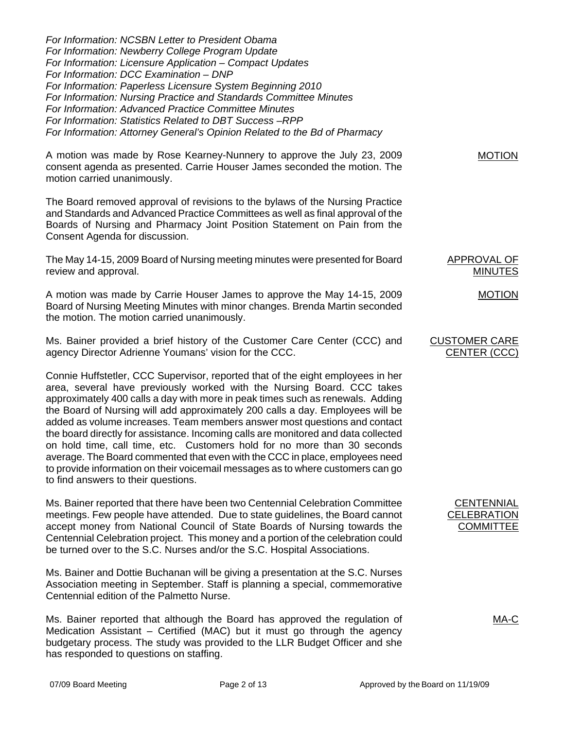*For Information: NCSBN Letter to President Obama*
*For Information: Newberry College Program Update*
*For Information: Licensure Application – Compact Updates*
*For Information: DCC Examination – DNP*
*For Information: Paperless Licensure System Beginning 2010*
*For Information: Nursing Practice and Standards Committee Minutes*
*For Information: Advanced Practice Committee Minutes*
*For Information: Statistics Related to DBT Success –RPP*
*For Information: Attorney General's Opinion Related to the Bd of Pharmacy*

**MOTION**

A motion was made by Rose Kearney-Nunnery to approve the July 23, 2009 consent agenda as presented. Carrie Houser James seconded the motion. The motion carried unanimously.

The Board removed approval of revisions to the bylaws of the Nursing Practice and Standards and Advanced Practice Committees as well as final approval of the Boards of Nursing and Pharmacy Joint Position Statement on Pain from the Consent Agenda for discussion.

**APPROVAL OF MINUTES**

The May 14-15, 2009 Board of Nursing meeting minutes were presented for Board review and approval.

**MOTION**

A motion was made by Carrie Houser James to approve the May 14-15, 2009 Board of Nursing Meeting Minutes with minor changes. Brenda Martin seconded the motion. The motion carried unanimously.

**CUSTOMER CARE CENTER (CCC)**

Ms. Bainer provided a brief history of the Customer Care Center (CCC) and agency Director Adrienne Youmans' vision for the CCC.

Connie Huffstetler, CCC Supervisor, reported that of the eight employees in her area, several have previously worked with the Nursing Board. CCC takes approximately 400 calls a day with more in peak times such as renewals. Adding the Board of Nursing will add approximately 200 calls a day. Employees will be added as volume increases. Team members answer most questions and contact the board directly for assistance. Incoming calls are monitored and data collected on hold time, call time, etc. Customers hold for no more than 30 seconds average. The Board commented that even with the CCC in place, employees need to provide information on their voicemail messages as to where customers can go to find answers to their questions.

**CENTENNIAL CELEBRATION COMMITTEE**

Ms. Bainer reported that there have been two Centennial Celebration Committee meetings. Few people have attended. Due to state guidelines, the Board cannot accept money from National Council of State Boards of Nursing towards the Centennial Celebration project. This money and a portion of the celebration could be turned over to the S.C. Nurses and/or the S.C. Hospital Associations.

Ms. Bainer and Dottie Buchanan will be giving a presentation at the S.C. Nurses Association meeting in September. Staff is planning a special, commemorative Centennial edition of the Palmetto Nurse.

**MA-C**

Ms. Bainer reported that although the Board has approved the regulation of Medication Assistant – Certified (MAC) but it must go through the agency budgetary process. The study was provided to the LLR Budget Officer and she has responded to questions on staffing.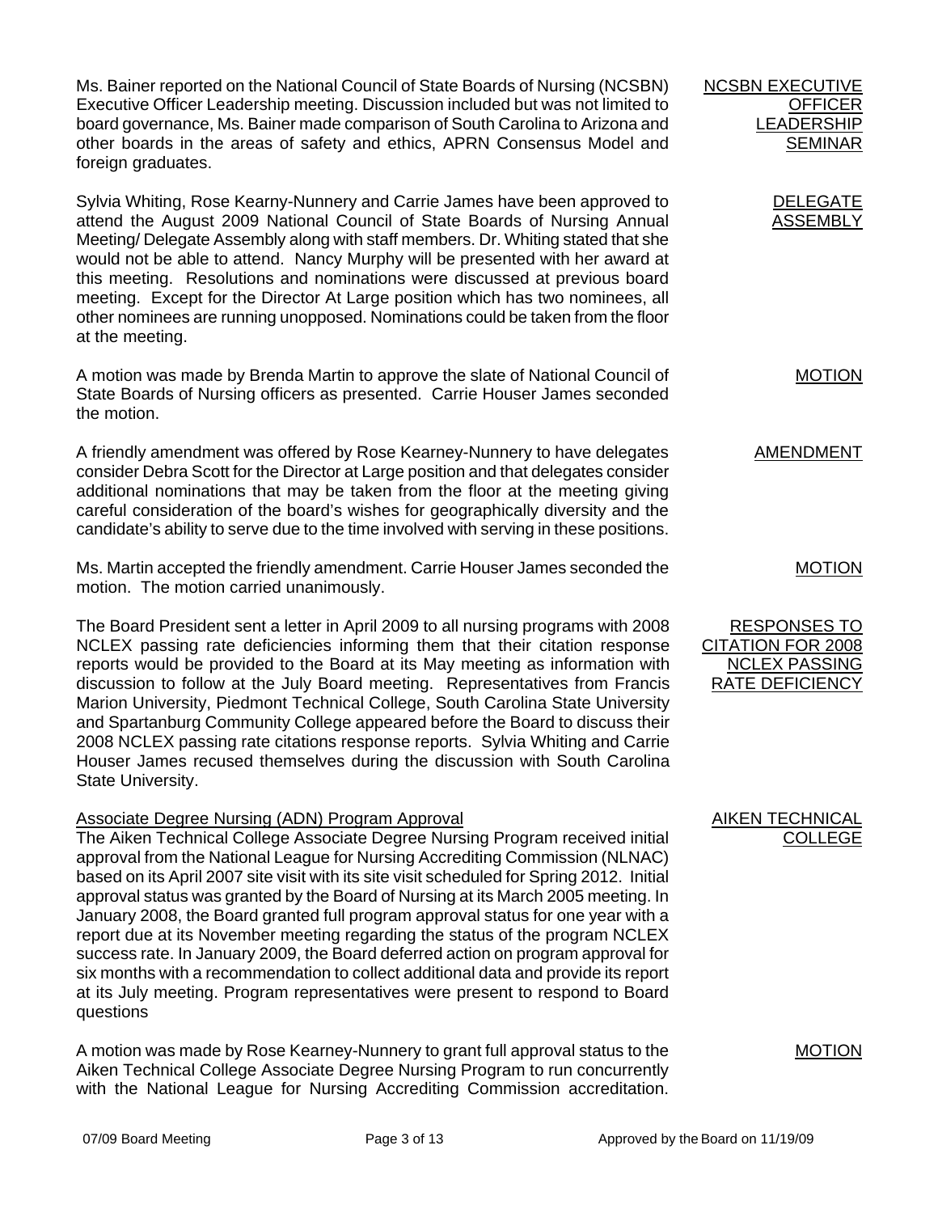Ms. Bainer reported on the National Council of State Boards of Nursing (NCSBN) Executive Officer Leadership meeting. Discussion included but was not limited to board governance, Ms. Bainer made comparison of South Carolina to Arizona and other boards in the areas of safety and ethics, APRN Consensus Model and foreign graduates.

NCSBN EXECUTIVE OFFICER LEADERSHIP SEMINAR

Sylvia Whiting, Rose Kearny-Nunnery and Carrie James have been approved to attend the August 2009 National Council of State Boards of Nursing Annual Meeting/ Delegate Assembly along with staff members. Dr. Whiting stated that she would not be able to attend. Nancy Murphy will be presented with her award at this meeting. Resolutions and nominations were discussed at previous board meeting. Except for the Director At Large position which has two nominees, all other nominees are running unopposed. Nominations could be taken from the floor at the meeting.

DELEGATE ASSEMBLY

A motion was made by Brenda Martin to approve the slate of National Council of State Boards of Nursing officers as presented. Carrie Houser James seconded the motion.

MOTION

A friendly amendment was offered by Rose Kearney-Nunnery to have delegates consider Debra Scott for the Director at Large position and that delegates consider additional nominations that may be taken from the floor at the meeting giving careful consideration of the board's wishes for geographically diversity and the candidate's ability to serve due to the time involved with serving in these positions.

AMENDMENT

Ms. Martin accepted the friendly amendment. Carrie Houser James seconded the motion. The motion carried unanimously.

MOTION

The Board President sent a letter in April 2009 to all nursing programs with 2008 NCLEX passing rate deficiencies informing them that their citation response reports would be provided to the Board at its May meeting as information with discussion to follow at the July Board meeting. Representatives from Francis Marion University, Piedmont Technical College, South Carolina State University and Spartanburg Community College appeared before the Board to discuss their 2008 NCLEX passing rate citations response reports. Sylvia Whiting and Carrie Houser James recused themselves during the discussion with South Carolina State University.

RESPONSES TO CITATION FOR 2008 NCLEX PASSING RATE DEFICIENCY

Associate Degree Nursing (ADN) Program Approval

AIKEN TECHNICAL COLLEGE

The Aiken Technical College Associate Degree Nursing Program received initial approval from the National League for Nursing Accrediting Commission (NLNAC) based on its April 2007 site visit with its site visit scheduled for Spring 2012. Initial approval status was granted by the Board of Nursing at its March 2005 meeting. In January 2008, the Board granted full program approval status for one year with a report due at its November meeting regarding the status of the program NCLEX success rate. In January 2009, the Board deferred action on program approval for six months with a recommendation to collect additional data and provide its report at its July meeting. Program representatives were present to respond to Board questions

A motion was made by Rose Kearney-Nunnery to grant full approval status to the Aiken Technical College Associate Degree Nursing Program to run concurrently with the National League for Nursing Accrediting Commission accreditation.

MOTION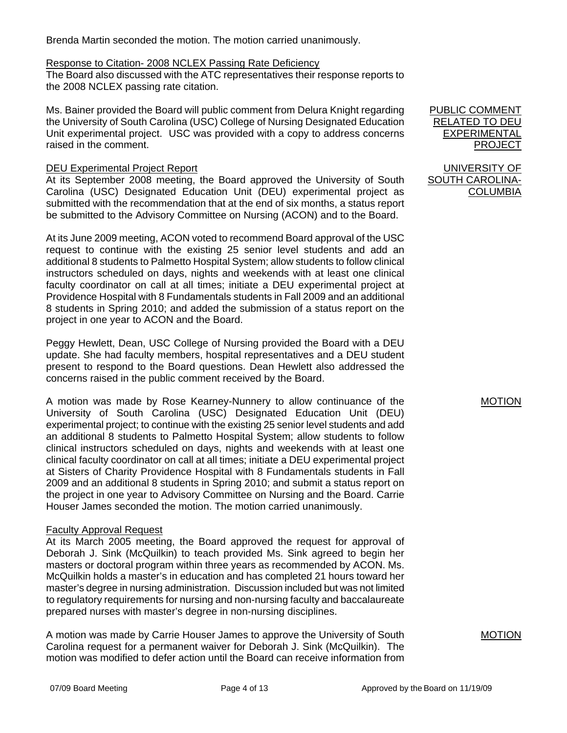Brenda Martin seconded the motion. The motion carried unanimously.

Response to Citation- 2008 NCLEX Passing Rate Deficiency

The Board also discussed with the ATC representatives their response reports to the 2008 NCLEX passing rate citation.

PUBLIC COMMENT RELATED TO DEU EXPERIMENTAL PROJECT

Ms. Bainer provided the Board will public comment from Delura Knight regarding the University of South Carolina (USC) College of Nursing Designated Education Unit experimental project. USC was provided with a copy to address concerns raised in the comment.

UNIVERSITY OF SOUTH CAROLINA-COLUMBIA

DEU Experimental Project Report

At its September 2008 meeting, the Board approved the University of South Carolina (USC) Designated Education Unit (DEU) experimental project as submitted with the recommendation that at the end of six months, a status report be submitted to the Advisory Committee on Nursing (ACON) and to the Board.

At its June 2009 meeting, ACON voted to recommend Board approval of the USC request to continue with the existing 25 senior level students and add an additional 8 students to Palmetto Hospital System; allow students to follow clinical instructors scheduled on days, nights and weekends with at least one clinical faculty coordinator on call at all times; initiate a DEU experimental project at Providence Hospital with 8 Fundamentals students in Fall 2009 and an additional 8 students in Spring 2010; and added the submission of a status report on the project in one year to ACON and the Board.

Peggy Hewlett, Dean, USC College of Nursing provided the Board with a DEU update. She had faculty members, hospital representatives and a DEU student present to respond to the Board questions. Dean Hewlett also addressed the concerns raised in the public comment received by the Board.

MOTION

A motion was made by Rose Kearney-Nunnery to allow continuance of the University of South Carolina (USC) Designated Education Unit (DEU) experimental project; to continue with the existing 25 senior level students and add an additional 8 students to Palmetto Hospital System; allow students to follow clinical instructors scheduled on days, nights and weekends with at least one clinical faculty coordinator on call at all times; initiate a DEU experimental project at Sisters of Charity Providence Hospital with 8 Fundamentals students in Fall 2009 and an additional 8 students in Spring 2010; and submit a status report on the project in one year to Advisory Committee on Nursing and the Board. Carrie Houser James seconded the motion. The motion carried unanimously.

Faculty Approval Request

At its March 2005 meeting, the Board approved the request for approval of Deborah J. Sink (McQuilkin) to teach provided Ms. Sink agreed to begin her masters or doctoral program within three years as recommended by ACON. Ms. McQuilkin holds a master's in education and has completed 21 hours toward her master's degree in nursing administration. Discussion included but was not limited to regulatory requirements for nursing and non-nursing faculty and baccalaureate prepared nurses with master's degree in non-nursing disciplines.

MOTION

A motion was made by Carrie Houser James to approve the University of South Carolina request for a permanent waiver for Deborah J. Sink (McQuilkin). The motion was modified to defer action until the Board can receive information from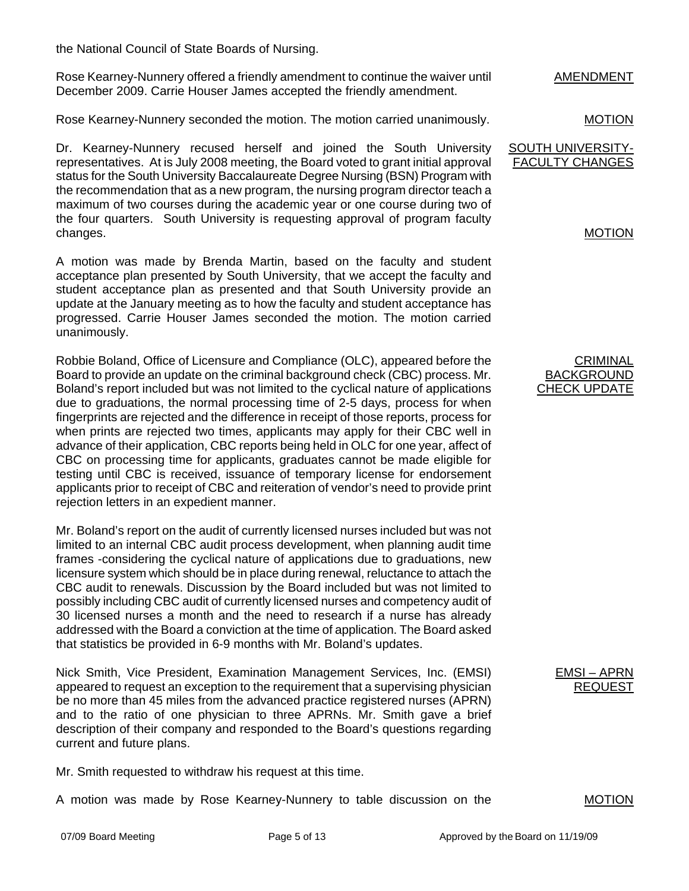the National Council of State Boards of Nursing.

AMENDMENT

Rose Kearney-Nunnery offered a friendly amendment to continue the waiver until December 2009. Carrie Houser James accepted the friendly amendment.

MOTION

Rose Kearney-Nunnery seconded the motion. The motion carried unanimously.

SOUTH UNIVERSITY-FACULTY CHANGES

Dr. Kearney-Nunnery recused herself and joined the South University representatives. At is July 2008 meeting, the Board voted to grant initial approval status for the South University Baccalaureate Degree Nursing (BSN) Program with the recommendation that as a new program, the nursing program director teach a maximum of two courses during the academic year or one course during two of the four quarters. South University is requesting approval of program faculty changes.

MOTION

A motion was made by Brenda Martin, based on the faculty and student acceptance plan presented by South University, that we accept the faculty and student acceptance plan as presented and that South University provide an update at the January meeting as to how the faculty and student acceptance has progressed. Carrie Houser James seconded the motion. The motion carried unanimously.

CRIMINAL BACKGROUND CHECK UPDATE

Robbie Boland, Office of Licensure and Compliance (OLC), appeared before the Board to provide an update on the criminal background check (CBC) process. Mr. Boland's report included but was not limited to the cyclical nature of applications due to graduations, the normal processing time of 2-5 days, process for when fingerprints are rejected and the difference in receipt of those reports, process for when prints are rejected two times, applicants may apply for their CBC well in advance of their application, CBC reports being held in OLC for one year, affect of CBC on processing time for applicants, graduates cannot be made eligible for testing until CBC is received, issuance of temporary license for endorsement applicants prior to receipt of CBC and reiteration of vendor's need to provide print rejection letters in an expedient manner.

Mr. Boland's report on the audit of currently licensed nurses included but was not limited to an internal CBC audit process development, when planning audit time frames -considering the cyclical nature of applications due to graduations, new licensure system which should be in place during renewal, reluctance to attach the CBC audit to renewals. Discussion by the Board included but was not limited to possibly including CBC audit of currently licensed nurses and competency audit of 30 licensed nurses a month and the need to research if a nurse has already addressed with the Board a conviction at the time of application. The Board asked that statistics be provided in 6-9 months with Mr. Boland's updates.

EMSI – APRN REQUEST

Nick Smith, Vice President, Examination Management Services, Inc. (EMSI) appeared to request an exception to the requirement that a supervising physician be no more than 45 miles from the advanced practice registered nurses (APRN) and to the ratio of one physician to three APRNs. Mr. Smith gave a brief description of their company and responded to the Board's questions regarding current and future plans.

Mr. Smith requested to withdraw his request at this time.

MOTION

A motion was made by Rose Kearney-Nunnery to table discussion on the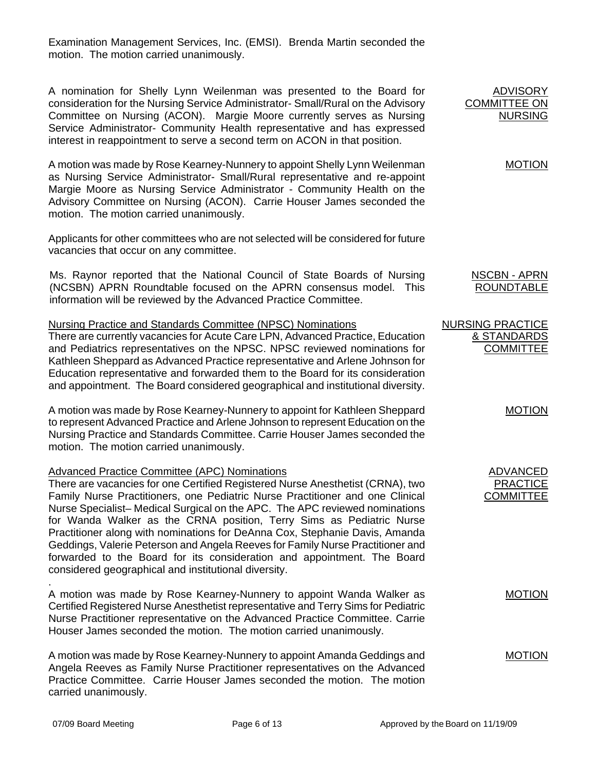Examination Management Services, Inc. (EMSI). Brenda Martin seconded the motion. The motion carried unanimously.

**ADVISORY COMMITTEE ON NURSING**

A nomination for Shelly Lynn Weilenman was presented to the Board for consideration for the Nursing Service Administrator- Small/Rural on the Advisory Committee on Nursing (ACON). Margie Moore currently serves as Nursing Service Administrator- Community Health representative and has expressed interest in reappointment to serve a second term on ACON in that position.

**MOTION**

A motion was made by Rose Kearney-Nunnery to appoint Shelly Lynn Weilenman as Nursing Service Administrator- Small/Rural representative and re-appoint Margie Moore as Nursing Service Administrator - Community Health on the Advisory Committee on Nursing (ACON). Carrie Houser James seconded the motion. The motion carried unanimously.

Applicants for other committees who are not selected will be considered for future vacancies that occur on any committee.

**NSCBN - APRN ROUNDTABLE**

Ms. Raynor reported that the National Council of State Boards of Nursing (NCSBN) APRN Roundtable focused on the APRN consensus model. This information will be reviewed by the Advanced Practice Committee.

**NURSING PRACTICE & STANDARDS COMMITTEE**

Nursing Practice and Standards Committee (NPSC) Nominations

There are currently vacancies for Acute Care LPN, Advanced Practice, Education and Pediatrics representatives on the NPSC. NPSC reviewed nominations for Kathleen Sheppard as Advanced Practice representative and Arlene Johnson for Education representative and forwarded them to the Board for its consideration and appointment. The Board considered geographical and institutional diversity.

**MOTION**

A motion was made by Rose Kearney-Nunnery to appoint for Kathleen Sheppard to represent Advanced Practice and Arlene Johnson to represent Education on the Nursing Practice and Standards Committee. Carrie Houser James seconded the motion. The motion carried unanimously.

**ADVANCED PRACTICE COMMITTEE**

Advanced Practice Committee (APC) Nominations

There are vacancies for one Certified Registered Nurse Anesthetist (CRNA), two Family Nurse Practitioners, one Pediatric Nurse Practitioner and one Clinical Nurse Specialist– Medical Surgical on the APC. The APC reviewed nominations for Wanda Walker as the CRNA position, Terry Sims as Pediatric Nurse Practitioner along with nominations for DeAnna Cox, Stephanie Davis, Amanda Geddings, Valerie Peterson and Angela Reeves for Family Nurse Practitioner and forwarded to the Board for its consideration and appointment. The Board considered geographical and institutional diversity.

**MOTION**

A motion was made by Rose Kearney-Nunnery to appoint Wanda Walker as Certified Registered Nurse Anesthetist representative and Terry Sims for Pediatric Nurse Practitioner representative on the Advanced Practice Committee. Carrie Houser James seconded the motion. The motion carried unanimously.

**MOTION**

A motion was made by Rose Kearney-Nunnery to appoint Amanda Geddings and Angela Reeves as Family Nurse Practitioner representatives on the Advanced Practice Committee. Carrie Houser James seconded the motion. The motion carried unanimously.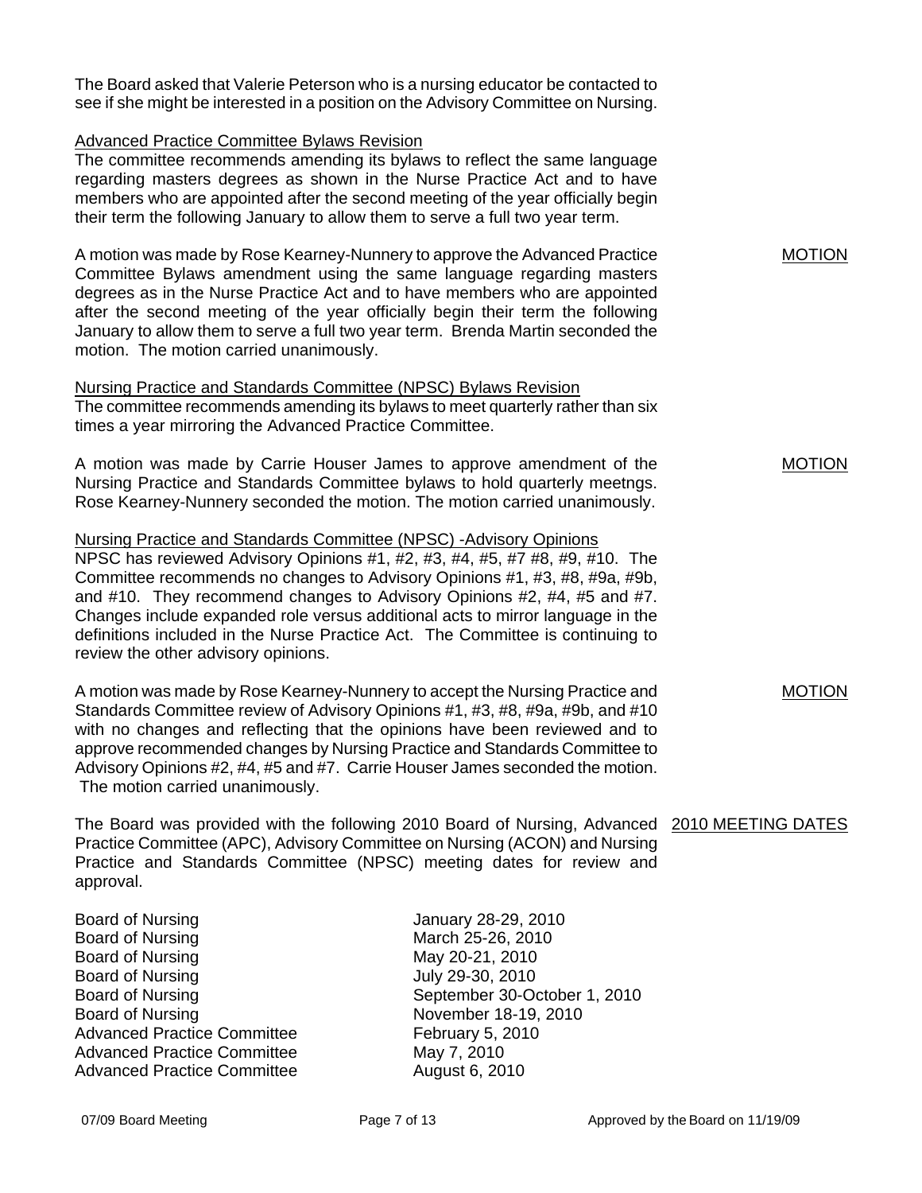The Board asked that Valerie Peterson who is a nursing educator be contacted to see if she might be interested in a position on the Advisory Committee on Nursing.

Advanced Practice Committee Bylaws Revision

The committee recommends amending its bylaws to reflect the same language regarding masters degrees as shown in the Nurse Practice Act and to have members who are appointed after the second meeting of the year officially begin their term the following January to allow them to serve a full two year term.

MOTION

A motion was made by Rose Kearney-Nunnery to approve the Advanced Practice Committee Bylaws amendment using the same language regarding masters degrees as in the Nurse Practice Act and to have members who are appointed after the second meeting of the year officially begin their term the following January to allow them to serve a full two year term. Brenda Martin seconded the motion. The motion carried unanimously.

Nursing Practice and Standards Committee (NPSC) Bylaws Revision

The committee recommends amending its bylaws to meet quarterly rather than six times a year mirroring the Advanced Practice Committee.

MOTION

A motion was made by Carrie Houser James to approve amendment of the Nursing Practice and Standards Committee bylaws to hold quarterly meetngs. Rose Kearney-Nunnery seconded the motion. The motion carried unanimously.

Nursing Practice and Standards Committee (NPSC) -Advisory Opinions

NPSC has reviewed Advisory Opinions #1, #2, #3, #4, #5, #7 #8, #9, #10. The Committee recommends no changes to Advisory Opinions #1, #3, #8, #9a, #9b, and #10. They recommend changes to Advisory Opinions #2, #4, #5 and #7. Changes include expanded role versus additional acts to mirror language in the definitions included in the Nurse Practice Act. The Committee is continuing to review the other advisory opinions.

MOTION

A motion was made by Rose Kearney-Nunnery to accept the Nursing Practice and Standards Committee review of Advisory Opinions #1, #3, #8, #9a, #9b, and #10 with no changes and reflecting that the opinions have been reviewed and to approve recommended changes by Nursing Practice and Standards Committee to Advisory Opinions #2, #4, #5 and #7. Carrie Houser James seconded the motion. The motion carried unanimously.

2010 MEETING DATES

The Board was provided with the following 2010 Board of Nursing, Advanced Practice Committee (APC), Advisory Committee on Nursing (ACON) and Nursing Practice and Standards Committee (NPSC) meeting dates for review and approval.

| | |
|---|---|
| Board of Nursing | January 28-29, 2010 |
| Board of Nursing | March 25-26, 2010 |
| Board of Nursing | May 20-21, 2010 |
| Board of Nursing | July 29-30, 2010 |
| Board of Nursing | September 30-October 1, 2010 |
| Board of Nursing | November 18-19, 2010 |
| Advanced Practice Committee | February 5, 2010 |
| Advanced Practice Committee | May 7, 2010 |
| Advanced Practice Committee | August 6, 2010 |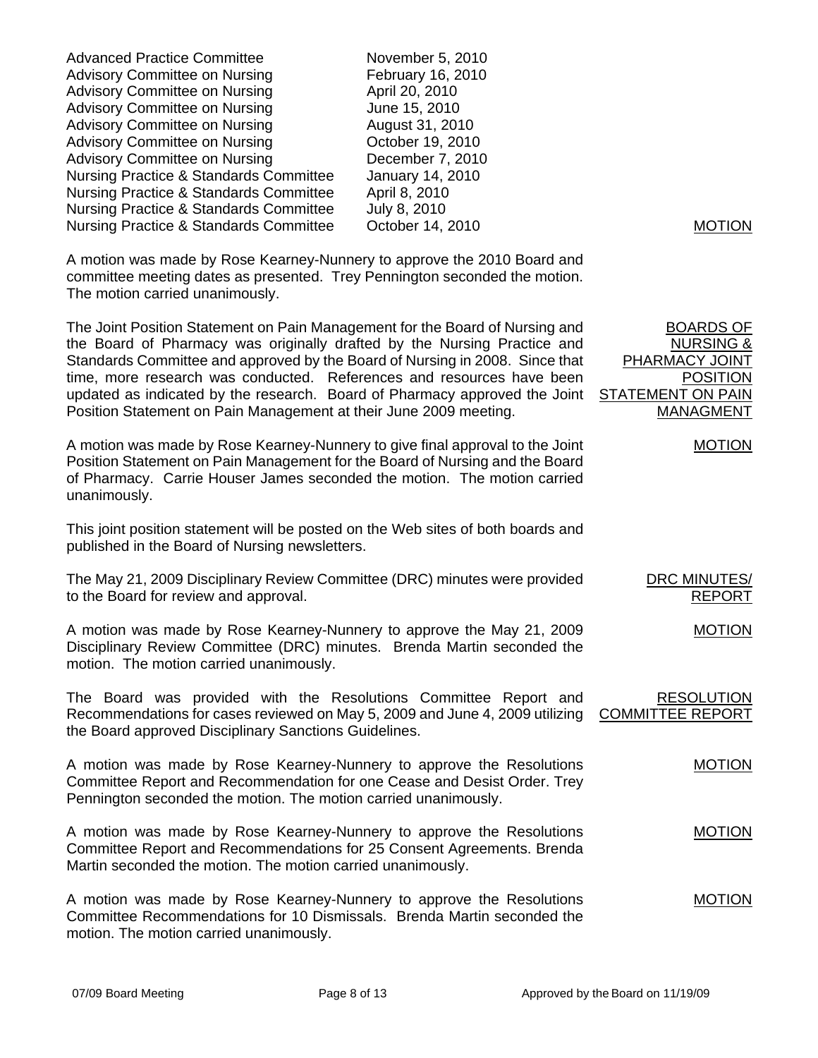| | | |
|---|---|---|
| Advanced Practice Committee | November 5, 2010 | |
| Advisory Committee on Nursing | February 16, 2010 | |
| Advisory Committee on Nursing | April 20, 2010 | |
| Advisory Committee on Nursing | June 15, 2010 | |
| Advisory Committee on Nursing | August 31, 2010 | |
| Advisory Committee on Nursing | October 19, 2010 | |
| Advisory Committee on Nursing | December 7, 2010 | |
| Nursing Practice & Standards Committee | January 14, 2010 | |
| Nursing Practice & Standards Committee | April 8, 2010 | |
| Nursing Practice & Standards Committee | July 8, 2010 | |
| Nursing Practice & Standards Committee | October 14, 2010 | MOTION |

A motion was made by Rose Kearney-Nunnery to approve the 2010 Board and committee meeting dates as presented. Trey Pennington seconded the motion. The motion carried unanimously.

**BOARDS OF NURSING & PHARMACY JOINT POSITION STATEMENT ON PAIN MANAGMENT**

The Joint Position Statement on Pain Management for the Board of Nursing and the Board of Pharmacy was originally drafted by the Nursing Practice and Standards Committee and approved by the Board of Nursing in 2008. Since that time, more research was conducted. References and resources have been updated as indicated by the research. Board of Pharmacy approved the Joint Position Statement on Pain Management at their June 2009 meeting.

**MOTION**

A motion was made by Rose Kearney-Nunnery to give final approval to the Joint Position Statement on Pain Management for the Board of Nursing and the Board of Pharmacy. Carrie Houser James seconded the motion. The motion carried unanimously.

This joint position statement will be posted on the Web sites of both boards and published in the Board of Nursing newsletters.

**DRC MINUTES/ REPORT**

The May 21, 2009 Disciplinary Review Committee (DRC) minutes were provided to the Board for review and approval.

**MOTION**

A motion was made by Rose Kearney-Nunnery to approve the May 21, 2009 Disciplinary Review Committee (DRC) minutes. Brenda Martin seconded the motion. The motion carried unanimously.

**RESOLUTION COMMITTEE REPORT**

The Board was provided with the Resolutions Committee Report and Recommendations for cases reviewed on May 5, 2009 and June 4, 2009 utilizing the Board approved Disciplinary Sanctions Guidelines.

**MOTION**

A motion was made by Rose Kearney-Nunnery to approve the Resolutions Committee Report and Recommendation for one Cease and Desist Order. Trey Pennington seconded the motion. The motion carried unanimously.

**MOTION**

A motion was made by Rose Kearney-Nunnery to approve the Resolutions Committee Report and Recommendations for 25 Consent Agreements. Brenda Martin seconded the motion. The motion carried unanimously.

**MOTION**

A motion was made by Rose Kearney-Nunnery to approve the Resolutions Committee Recommendations for 10 Dismissals. Brenda Martin seconded the motion. The motion carried unanimously.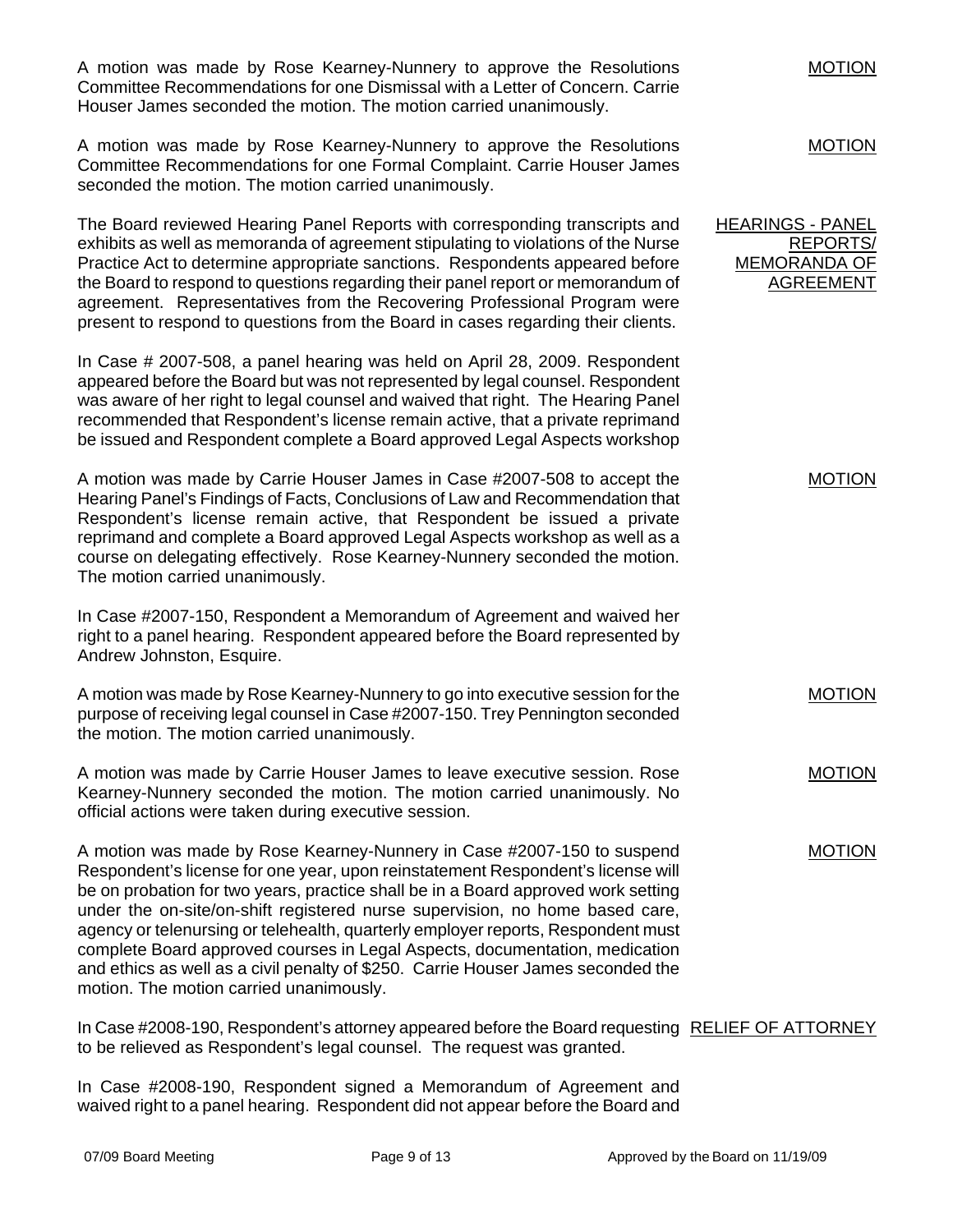A motion was made by Rose Kearney-Nunnery to approve the Resolutions Committee Recommendations for one Dismissal with a Letter of Concern. Carrie Houser James seconded the motion. The motion carried unanimously.

MOTION

A motion was made by Rose Kearney-Nunnery to approve the Resolutions Committee Recommendations for one Formal Complaint. Carrie Houser James seconded the motion. The motion carried unanimously.

MOTION

HEARINGS - PANEL REPORTS/ MEMORANDA OF AGREEMENT

The Board reviewed Hearing Panel Reports with corresponding transcripts and exhibits as well as memoranda of agreement stipulating to violations of the Nurse Practice Act to determine appropriate sanctions. Respondents appeared before the Board to respond to questions regarding their panel report or memorandum of agreement. Representatives from the Recovering Professional Program were present to respond to questions from the Board in cases regarding their clients.

In Case # 2007-508, a panel hearing was held on April 28, 2009. Respondent appeared before the Board but was not represented by legal counsel. Respondent was aware of her right to legal counsel and waived that right. The Hearing Panel recommended that Respondent's license remain active, that a private reprimand be issued and Respondent complete a Board approved Legal Aspects workshop

MOTION

A motion was made by Carrie Houser James in Case #2007-508 to accept the Hearing Panel's Findings of Facts, Conclusions of Law and Recommendation that Respondent's license remain active, that Respondent be issued a private reprimand and complete a Board approved Legal Aspects workshop as well as a course on delegating effectively. Rose Kearney-Nunnery seconded the motion. The motion carried unanimously.

In Case #2007-150, Respondent a Memorandum of Agreement and waived her right to a panel hearing. Respondent appeared before the Board represented by Andrew Johnston, Esquire.

MOTION

A motion was made by Rose Kearney-Nunnery to go into executive session for the purpose of receiving legal counsel in Case #2007-150. Trey Pennington seconded the motion. The motion carried unanimously.

MOTION

A motion was made by Carrie Houser James to leave executive session. Rose Kearney-Nunnery seconded the motion. The motion carried unanimously. No official actions were taken during executive session.

MOTION

A motion was made by Rose Kearney-Nunnery in Case #2007-150 to suspend Respondent's license for one year, upon reinstatement Respondent's license will be on probation for two years, practice shall be in a Board approved work setting under the on-site/on-shift registered nurse supervision, no home based care, agency or telenursing or telehealth, quarterly employer reports, Respondent must complete Board approved courses in Legal Aspects, documentation, medication and ethics as well as a civil penalty of $250. Carrie Houser James seconded the motion. The motion carried unanimously.

RELIEF OF ATTORNEY

In Case #2008-190, Respondent's attorney appeared before the Board requesting to be relieved as Respondent's legal counsel. The request was granted.

In Case #2008-190, Respondent signed a Memorandum of Agreement and waived right to a panel hearing. Respondent did not appear before the Board and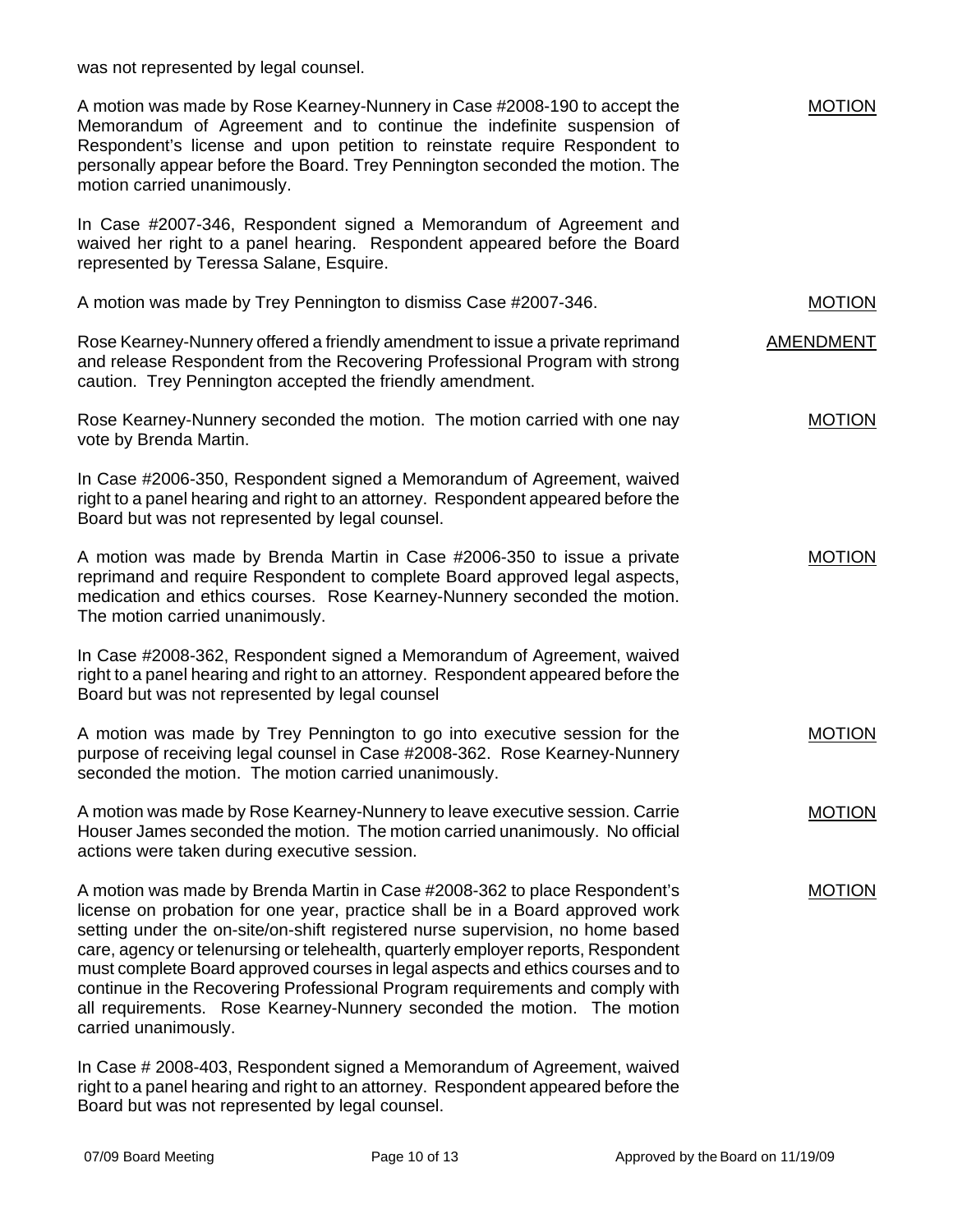was not represented by legal counsel.

A motion was made by Rose Kearney-Nunnery in Case #2008-190 to accept the Memorandum of Agreement and to continue the indefinite suspension of Respondent's license and upon petition to reinstate require Respondent to personally appear before the Board. Trey Pennington seconded the motion. The motion carried unanimously. MOTION

In Case #2007-346, Respondent signed a Memorandum of Agreement and waived her right to a panel hearing. Respondent appeared before the Board represented by Teressa Salane, Esquire.

A motion was made by Trey Pennington to dismiss Case #2007-346. MOTION

Rose Kearney-Nunnery offered a friendly amendment to issue a private reprimand and release Respondent from the Recovering Professional Program with strong caution. Trey Pennington accepted the friendly amendment. AMENDMENT

Rose Kearney-Nunnery seconded the motion. The motion carried with one nay vote by Brenda Martin. MOTION

In Case #2006-350, Respondent signed a Memorandum of Agreement, waived right to a panel hearing and right to an attorney. Respondent appeared before the Board but was not represented by legal counsel.

A motion was made by Brenda Martin in Case #2006-350 to issue a private reprimand and require Respondent to complete Board approved legal aspects, medication and ethics courses. Rose Kearney-Nunnery seconded the motion. The motion carried unanimously. MOTION

In Case #2008-362, Respondent signed a Memorandum of Agreement, waived right to a panel hearing and right to an attorney. Respondent appeared before the Board but was not represented by legal counsel

A motion was made by Trey Pennington to go into executive session for the purpose of receiving legal counsel in Case #2008-362. Rose Kearney-Nunnery seconded the motion. The motion carried unanimously. MOTION

A motion was made by Rose Kearney-Nunnery to leave executive session. Carrie Houser James seconded the motion. The motion carried unanimously. No official actions were taken during executive session. MOTION

A motion was made by Brenda Martin in Case #2008-362 to place Respondent's license on probation for one year, practice shall be in a Board approved work setting under the on-site/on-shift registered nurse supervision, no home based care, agency or telenursing or telehealth, quarterly employer reports, Respondent must complete Board approved courses in legal aspects and ethics courses and to continue in the Recovering Professional Program requirements and comply with all requirements. Rose Kearney-Nunnery seconded the motion. The motion carried unanimously. MOTION

In Case # 2008-403, Respondent signed a Memorandum of Agreement, waived right to a panel hearing and right to an attorney. Respondent appeared before the Board but was not represented by legal counsel.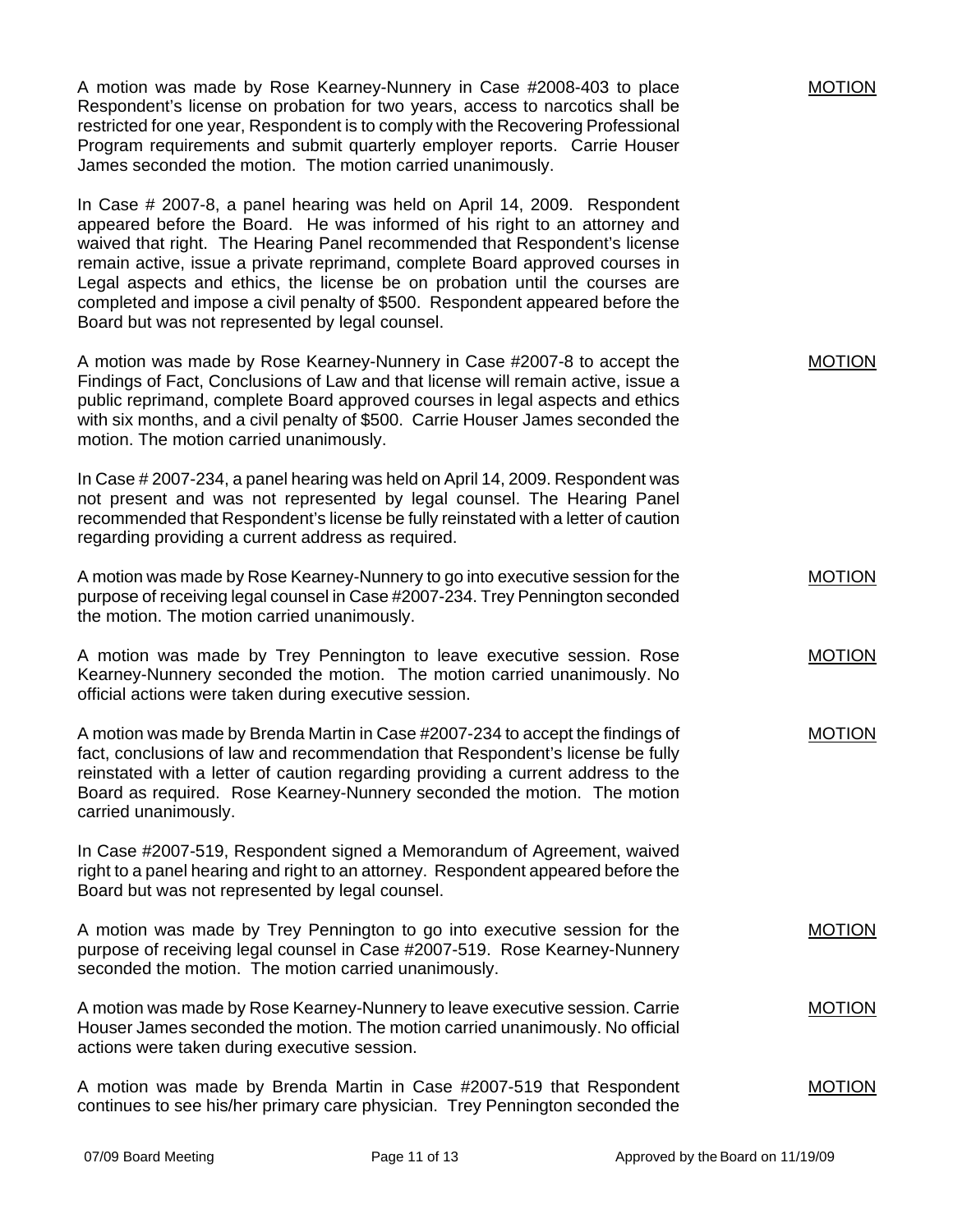A motion was made by Rose Kearney-Nunnery in Case #2008-403 to place Respondent's license on probation for two years, access to narcotics shall be restricted for one year, Respondent is to comply with the Recovering Professional Program requirements and submit quarterly employer reports. Carrie Houser James seconded the motion. The motion carried unanimously.

MOTION

In Case # 2007-8, a panel hearing was held on April 14, 2009. Respondent appeared before the Board. He was informed of his right to an attorney and waived that right. The Hearing Panel recommended that Respondent's license remain active, issue a private reprimand, complete Board approved courses in Legal aspects and ethics, the license be on probation until the courses are completed and impose a civil penalty of $500. Respondent appeared before the Board but was not represented by legal counsel.

A motion was made by Rose Kearney-Nunnery in Case #2007-8 to accept the Findings of Fact, Conclusions of Law and that license will remain active, issue a public reprimand, complete Board approved courses in legal aspects and ethics with six months, and a civil penalty of $500. Carrie Houser James seconded the motion. The motion carried unanimously.

MOTION

In Case # 2007-234, a panel hearing was held on April 14, 2009. Respondent was not present and was not represented by legal counsel. The Hearing Panel recommended that Respondent's license be fully reinstated with a letter of caution regarding providing a current address as required.

A motion was made by Rose Kearney-Nunnery to go into executive session for the purpose of receiving legal counsel in Case #2007-234. Trey Pennington seconded the motion. The motion carried unanimously.

MOTION

A motion was made by Trey Pennington to leave executive session. Rose Kearney-Nunnery seconded the motion. The motion carried unanimously. No official actions were taken during executive session.

MOTION

A motion was made by Brenda Martin in Case #2007-234 to accept the findings of fact, conclusions of law and recommendation that Respondent's license be fully reinstated with a letter of caution regarding providing a current address to the Board as required. Rose Kearney-Nunnery seconded the motion. The motion carried unanimously.

MOTION

In Case #2007-519, Respondent signed a Memorandum of Agreement, waived right to a panel hearing and right to an attorney. Respondent appeared before the Board but was not represented by legal counsel.

A motion was made by Trey Pennington to go into executive session for the purpose of receiving legal counsel in Case #2007-519. Rose Kearney-Nunnery seconded the motion. The motion carried unanimously.

MOTION

A motion was made by Rose Kearney-Nunnery to leave executive session. Carrie Houser James seconded the motion. The motion carried unanimously. No official actions were taken during executive session.

MOTION

A motion was made by Brenda Martin in Case #2007-519 that Respondent continues to see his/her primary care physician. Trey Pennington seconded the

MOTION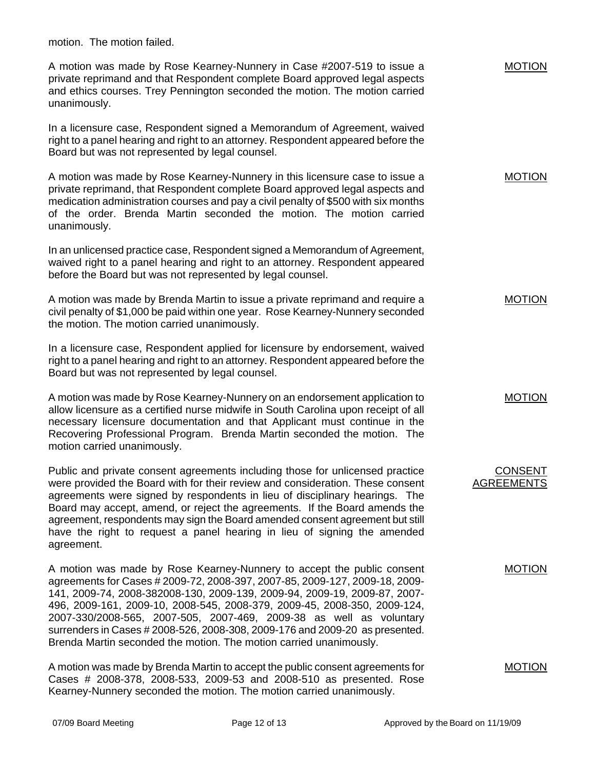motion. The motion failed.

A motion was made by Rose Kearney-Nunnery in Case #2007-519 to issue a private reprimand and that Respondent complete Board approved legal aspects and ethics courses. Trey Pennington seconded the motion. The motion carried unanimously.

MOTION

In a licensure case, Respondent signed a Memorandum of Agreement, waived right to a panel hearing and right to an attorney. Respondent appeared before the Board but was not represented by legal counsel.

A motion was made by Rose Kearney-Nunnery in this licensure case to issue a private reprimand, that Respondent complete Board approved legal aspects and medication administration courses and pay a civil penalty of $500 with six months of the order. Brenda Martin seconded the motion. The motion carried unanimously.

MOTION

In an unlicensed practice case, Respondent signed a Memorandum of Agreement, waived right to a panel hearing and right to an attorney. Respondent appeared before the Board but was not represented by legal counsel.

A motion was made by Brenda Martin to issue a private reprimand and require a civil penalty of $1,000 be paid within one year. Rose Kearney-Nunnery seconded the motion. The motion carried unanimously.

MOTION

In a licensure case, Respondent applied for licensure by endorsement, waived right to a panel hearing and right to an attorney. Respondent appeared before the Board but was not represented by legal counsel.

A motion was made by Rose Kearney-Nunnery on an endorsement application to allow licensure as a certified nurse midwife in South Carolina upon receipt of all necessary licensure documentation and that Applicant must continue in the Recovering Professional Program. Brenda Martin seconded the motion. The motion carried unanimously.

MOTION

CONSENT AGREEMENTS

Public and private consent agreements including those for unlicensed practice were provided the Board with for their review and consideration. These consent agreements were signed by respondents in lieu of disciplinary hearings. The Board may accept, amend, or reject the agreements. If the Board amends the agreement, respondents may sign the Board amended consent agreement but still have the right to request a panel hearing in lieu of signing the amended agreement.

A motion was made by Rose Kearney-Nunnery to accept the public consent agreements for Cases # 2009-72, 2008-397, 2007-85, 2009-127, 2009-18, 2009-141, 2009-74, 2008-382008-130, 2009-139, 2009-94, 2009-19, 2009-87, 2007-496, 2009-161, 2009-10, 2008-545, 2008-379, 2009-45, 2008-350, 2009-124, 2007-330/2008-565, 2007-505, 2007-469, 2009-38 as well as voluntary surrenders in Cases # 2008-526, 2008-308, 2009-176 and 2009-20 as presented. Brenda Martin seconded the motion. The motion carried unanimously.

MOTION

A motion was made by Brenda Martin to accept the public consent agreements for Cases # 2008-378, 2008-533, 2009-53 and 2008-510 as presented. Rose Kearney-Nunnery seconded the motion. The motion carried unanimously.

MOTION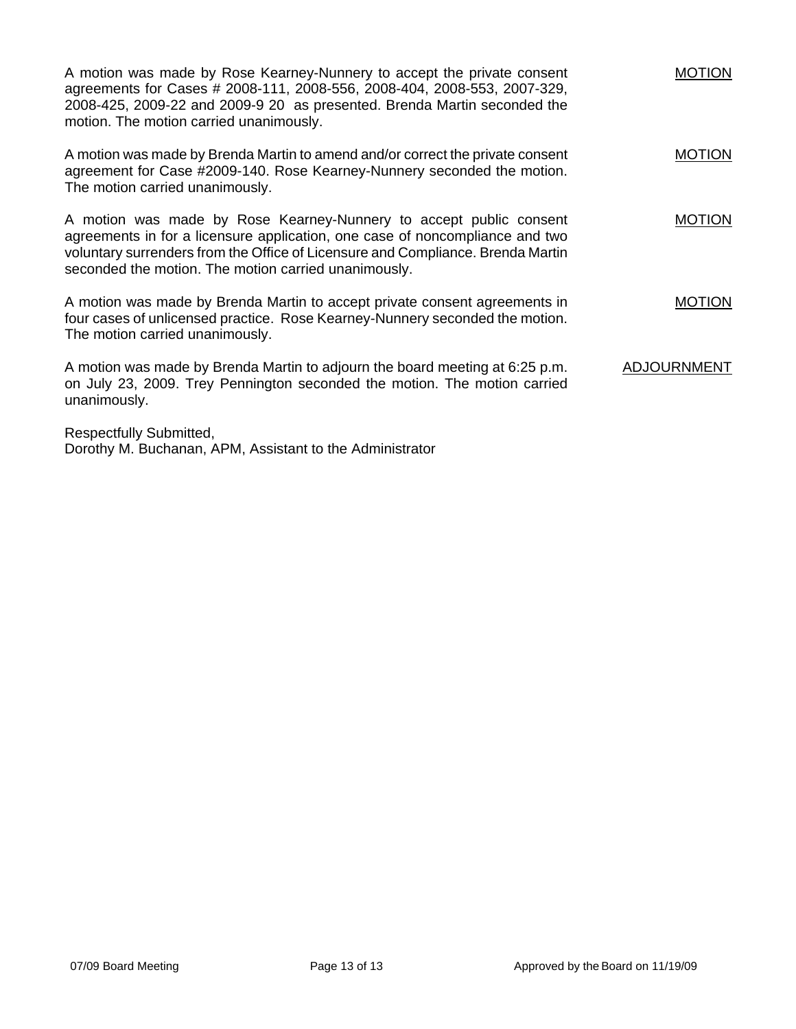A motion was made by Rose Kearney-Nunnery to accept the private consent agreements for Cases # 2008-111, 2008-556, 2008-404, 2008-553, 2007-329, 2008-425, 2009-22 and 2009-9 20 as presented. Brenda Martin seconded the motion. The motion carried unanimously. **MOTION**

A motion was made by Brenda Martin to amend and/or correct the private consent agreement for Case #2009-140. Rose Kearney-Nunnery seconded the motion. The motion carried unanimously. **MOTION**

A motion was made by Rose Kearney-Nunnery to accept public consent agreements in for a licensure application, one case of noncompliance and two voluntary surrenders from the Office of Licensure and Compliance. Brenda Martin seconded the motion. The motion carried unanimously. **MOTION**

A motion was made by Brenda Martin to accept private consent agreements in four cases of unlicensed practice. Rose Kearney-Nunnery seconded the motion. The motion carried unanimously. **MOTION**

A motion was made by Brenda Martin to adjourn the board meeting at 6:25 p.m. on July 23, 2009. Trey Pennington seconded the motion. The motion carried unanimously. **ADJOURNMENT**

Respectfully Submitted,
Dorothy M. Buchanan, APM, Assistant to the Administrator

07/09 Board Meeting — Approved by the Board on 11/19/09